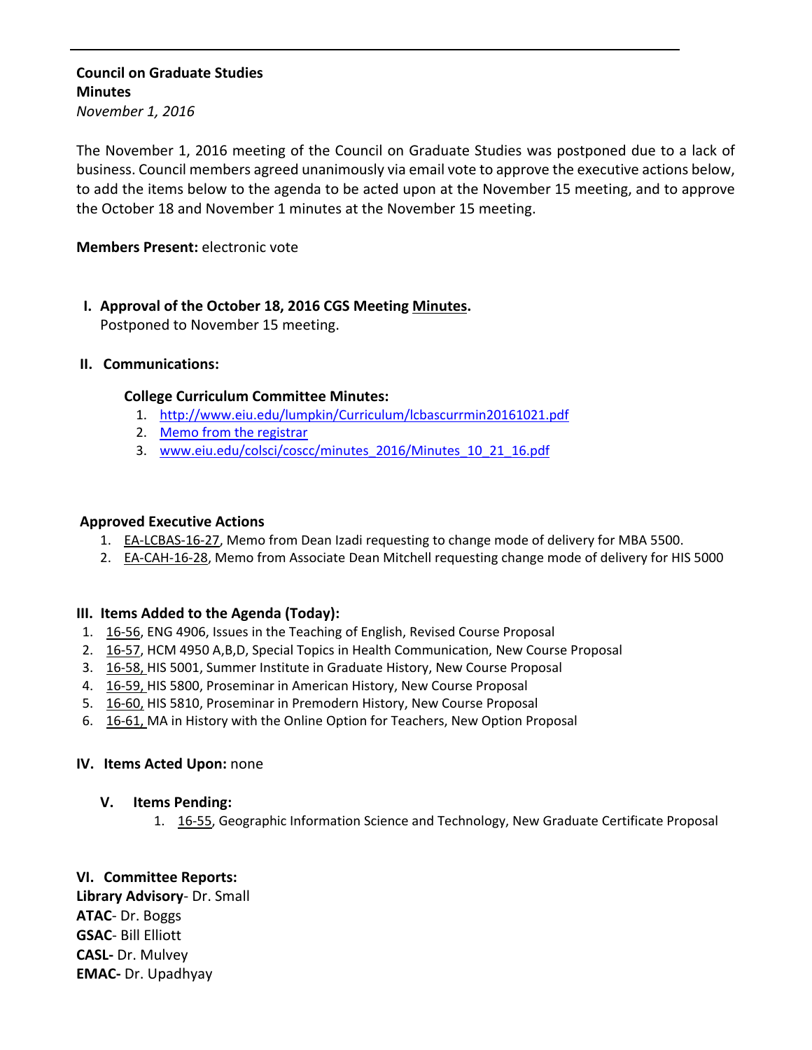**Council on Graduate Studies**
**Minutes**
*November 1, 2016*

The November 1, 2016 meeting of the Council on Graduate Studies was postponed due to a lack of business. Council members agreed unanimously via email vote to approve the executive actions below, to add the items below to the agenda to be acted upon at the November 15 meeting, and to approve the October 18 and November 1 minutes at the November 15 meeting.

**Members Present:** electronic vote

## I. Approval of the October 18, 2016 CGS Meeting Minutes.

Postponed to November 15 meeting.

## II. Communications:

**College Curriculum Committee Minutes:**

1. http://www.eiu.edu/lumpkin/Curriculum/lcbascurrmin20161021.pdf
2. Memo from the registrar
3. www.eiu.edu/colsci/coscc/minutes_2016/Minutes_10_21_16.pdf

**Approved Executive Actions**

1. EA-LCBAS-16-27, Memo from Dean Izadi requesting to change mode of delivery for MBA 5500.
2. EA-CAH-16-28, Memo from Associate Dean Mitchell requesting change mode of delivery for HIS 5000

## III. Items Added to the Agenda (Today):

1. 16-56, ENG 4906, Issues in the Teaching of English, Revised Course Proposal
2. 16-57, HCM 4950 A,B,D, Special Topics in Health Communication, New Course Proposal
3. 16-58, HIS 5001, Summer Institute in Graduate History, New Course Proposal
4. 16-59, HIS 5800, Proseminar in American History, New Course Proposal
5. 16-60, HIS 5810, Proseminar in Premodern History, New Course Proposal
6. 16-61, MA in History with the Online Option for Teachers, New Option Proposal

## IV. Items Acted Upon: none

## V. Items Pending:

1. 16-55, Geographic Information Science and Technology, New Graduate Certificate Proposal

## VI. Committee Reports:

**Library Advisory**- Dr. Small
**ATAC**- Dr. Boggs
**GSAC**- Bill Elliott
**CASL-** Dr. Mulvey
**EMAC-** Dr. Upadhyay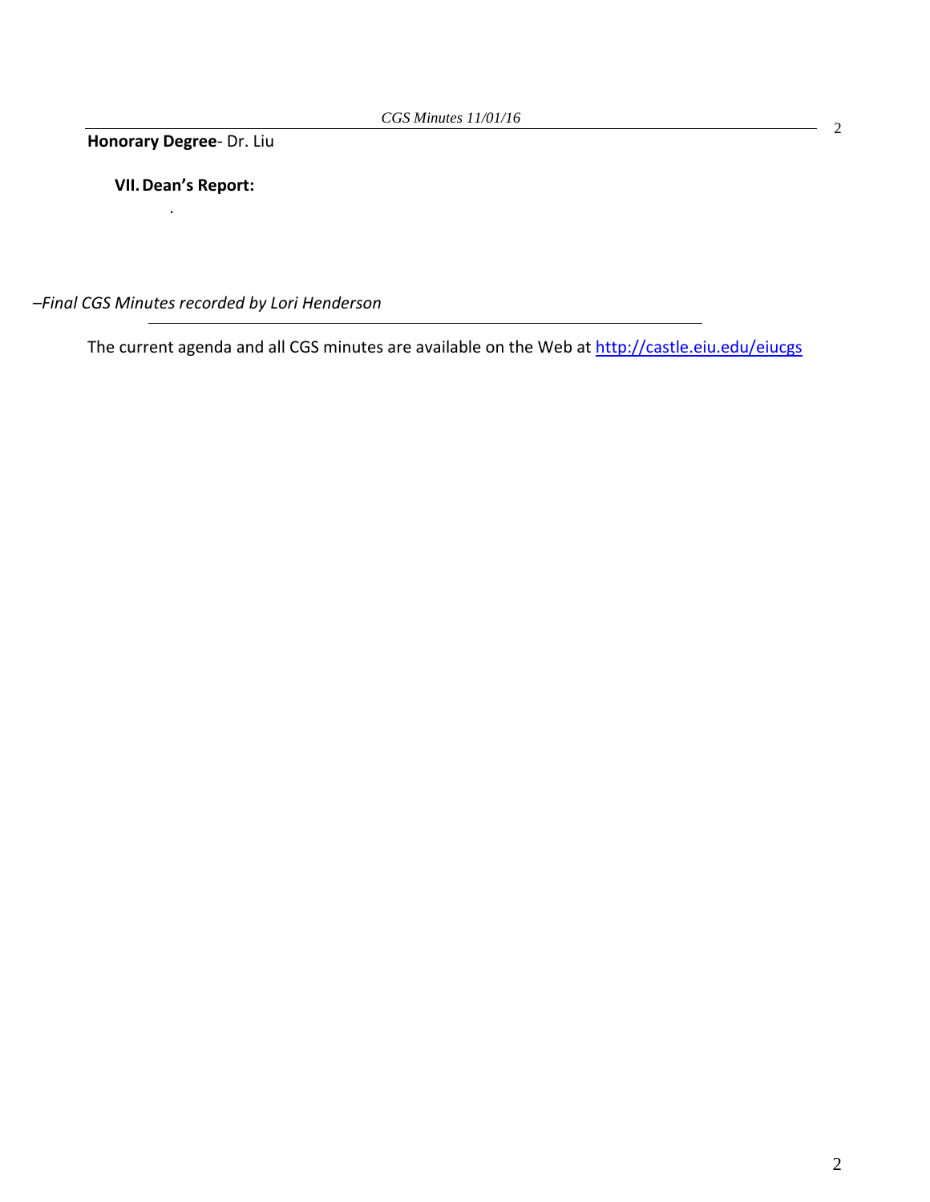**Honorary Degree**- Dr. Liu

**VII. Dean's Report:**

.

*–Final CGS Minutes recorded by Lori Henderson*

---

The current agenda and all CGS minutes are available on the Web at http://castle.eiu.edu/eiucgs